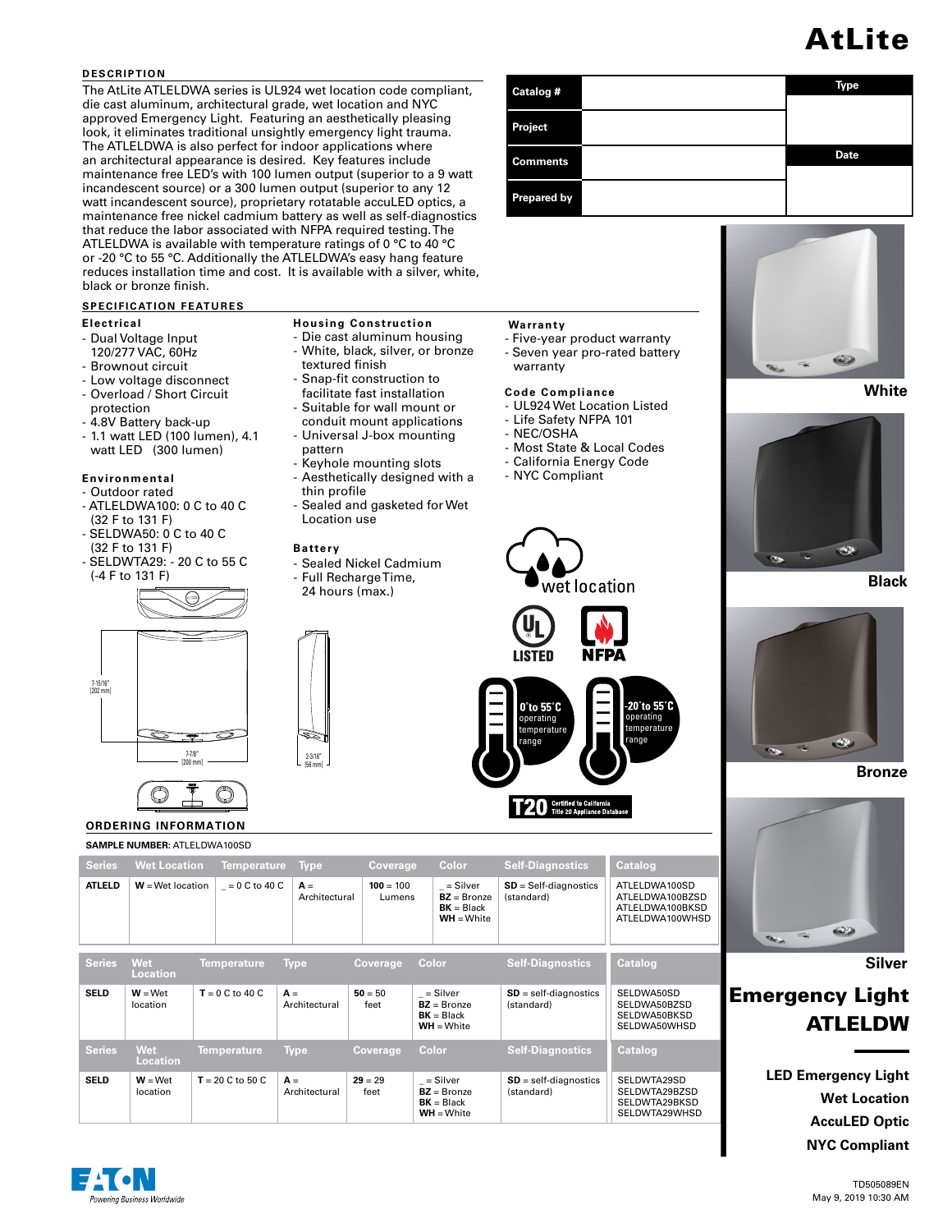# AtLite

## DESCRIPTION

The AtLite ATLELDWA series is UL924 wet location code compliant, die cast aluminum, architectural grade, wet location and NYC approved Emergency Light. Featuring an aesthetically pleasing look, it eliminates traditional unsightly emergency light trauma. The ATLELDWA is also perfect for indoor applications where an architectural appearance is desired. Key features include maintenance free LED's with 100 lumen output (superior to a 9 watt incandescent source) or a 300 lumen output (superior to any 12 watt incandescent source), proprietary rotatable accuLED optics, a maintenance free nickel cadmium battery as well as self-diagnostics that reduce the labor associated with NFPA required testing. The ATLELDWA is available with temperature ratings of 0 °C to 40 °C or -20 °C to 55 °C. Additionally the ATLELDWA's easy hang feature reduces installation time and cost. It is available with a silver, white, black or bronze finish.

| Catalog # | | Type |
|---|---|---|
| Project | | |
| Comments | | Date |
| Prepared by | | |

## SPECIFICATION FEATURES

### Electrical
- Dual Voltage Input 120/277 VAC, 60Hz
- Brownout circuit
- Low voltage disconnect
- Overload / Short Circuit protection
- 4.8V Battery back-up
- 1.1 watt LED (100 lumen), 4.1 watt LED (300 lumen)

### Environmental
- Outdoor rated
- ATLELDWA100: 0 C to 40 C (32 F to 131 F)
- SELDWA50: 0 C to 40 C (32 F to 131 F)
- SELDWTA29: - 20 C to 55 C (-4 F to 131 F)

### Housing Construction
- Die cast aluminum housing
- White, black, silver, or bronze textured finish
- Snap-fit construction to facilitate fast installation
- Suitable for wall mount or conduit mount applications
- Universal J-box mounting pattern
- Keyhole mounting slots
- Aesthetically designed with a thin profile
- Sealed and gasketed for Wet Location use

### Battery
- Sealed Nickel Cadmium
- Full Recharge Time, 24 hours (max.)

### Warranty
- Five-year product warranty
- Seven year pro-rated battery warranty

### Code Compliance
- UL924 Wet Location Listed
- Life Safety NFPA 101
- NEC/OSHA
- Most State & Local Codes
- California Energy Code
- NYC Compliant

wet location

LISTED NFPA

0°to 55°C operating temperature range

-20°to 55°C operating temperature range

T20 Certified to California Title 20 Appliance Database

7-15/16" [202 mm]

7-7/8" [200 mm]

2-3/16" [56 mm]

White

Black

Bronze

Silver

## ORDERING INFORMATION

**SAMPLE NUMBER:** ATLELDWA100SD

| Series | Wet Location | Temperature | Type | Coverage | Color | Self-Diagnostics | Catalog |
|---|---|---|---|---|---|---|---|
| ATLELD | W = Wet location | _ = 0 C to 40 C | A = Architectural | 100 = 100 Lumens | _ = Silver<br>**BZ** = Bronze<br>**BK** = Black<br>**WH** = White | **SD** = Self-diagnostics (standard) | ATLELDWA100SD<br>ATLELDWA100BZSD<br>ATLELDWA100BKSD<br>ATLELDWA100WHSD |

| Series | Wet Location | Temperature | Type | Coverage | Color | Self-Diagnostics | Catalog |
|---|---|---|---|---|---|---|---|
| SELD | **W** = Wet location | **T** = 0 C to 40 C | **A** = Architectural | **50** = 50 feet | _ = Silver<br>**BZ** = Bronze<br>**BK** = Black<br>**WH** = White | **SD** = self-diagnostics (standard) | SELDWA50SD<br>SELDWA50BZSD<br>SELDWA50BKSD<br>SELDWA50WHSD |

| Series | Wet Location | Temperature | Type | Coverage | Color | Self-Diagnostics | Catalog |
|---|---|---|---|---|---|---|---|
| SELD | **W** = Wet location | **T** = 20 C to 50 C | **A** = Architectural | **29** = 29 feet | _ = Silver<br>**BZ** = Bronze<br>**BK** = Black<br>**WH** = White | **SD** = self-diagnostics (standard) | SELDWTA29SD<br>SELDWTA29BZSD<br>SELDWTA29BKSD<br>SELDWTA29WHSD |

## Emergency Light ATLELDW

**LED Emergency Light**
**Wet Location**
**AccuLED Optic**
**NYC Compliant**

EATON Powering Business Worldwide

TD505089EN
May 9, 2019 10:30 AM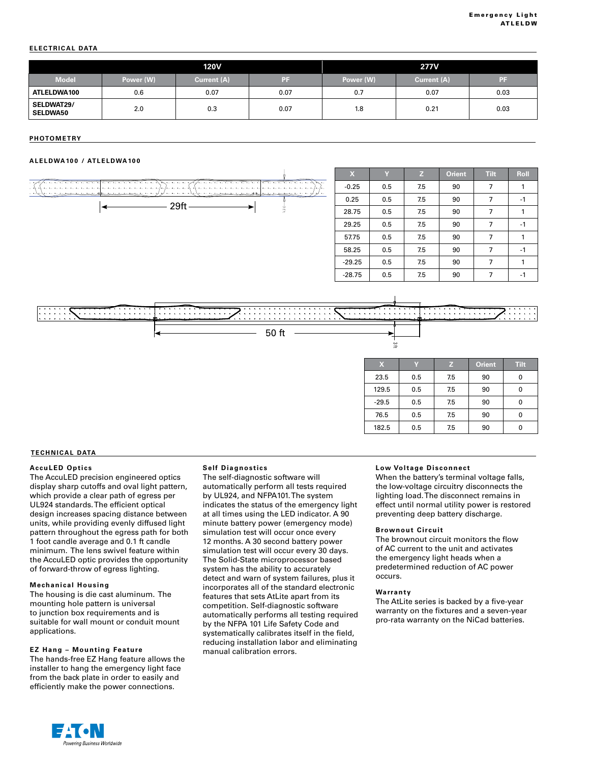## ELECTRICAL DATA

| | 120V | | | 277V | | |
|---|---|---|---|---|---|---|
| **Model** | **Power (W)** | **Current (A)** | **PF** | **Power (W)** | **Current (A)** | **PF** |
| **ATLELDWA100** | 0.6 | 0.07 | 0.07 | 0.7 | 0.07 | 0.03 |
| **SELDWAT29/ SELDWA50** | 2.0 | 0.3 | 0.07 | 1.8 | 0.21 | 0.03 |

## PHOTOMETRY

### ALELDWA100 / ATLELDWA100

29ft

| X | Y | Z | Orient | Tilt | Roll |
|---|---|---|---|---|---|
| -0.25 | 0.5 | 7.5 | 90 | 7 | 1 |
| 0.25 | 0.5 | 7.5 | 90 | 7 | -1 |
| 28.75 | 0.5 | 7.5 | 90 | 7 | 1 |
| 29.25 | 0.5 | 7.5 | 90 | 7 | -1 |
| 57.75 | 0.5 | 7.5 | 90 | 7 | 1 |
| 58.25 | 0.5 | 7.5 | 90 | 7 | -1 |
| -29.25 | 0.5 | 7.5 | 90 | 7 | 1 |
| -28.75 | 0.5 | 7.5 | 90 | 7 | -1 |

50 ft

| X | Y | Z | Orient | Tilt |
|---|---|---|---|---|
| 23.5 | 0.5 | 7.5 | 90 | 0 |
| 129.5 | 0.5 | 7.5 | 90 | 0 |
| -29.5 | 0.5 | 7.5 | 90 | 0 |
| 76.5 | 0.5 | 7.5 | 90 | 0 |
| 182.5 | 0.5 | 7.5 | 90 | 0 |

## TECHNICAL DATA

### AccuLED Optics

The AccuLED precision engineered optics display sharp cutoffs and oval light pattern, which provide a clear path of egress per UL924 standards. The efficient optical design increases spacing distance between units, while providing evenly diffused light pattern throughout the egress path for both 1 foot candle average and 0.1 ft candle minimum. The lens swivel feature within the AccuLED optic provides the opportunity of forward-throw of egress lighting.

### Mechanical Housing

The housing is die cast aluminum. The mounting hole pattern is universal to junction box requirements and is suitable for wall mount or conduit mount applications.

### EZ Hang – Mounting Feature

The hands-free EZ Hang feature allows the installer to hang the emergency light face from the back plate in order to easily and efficiently make the power connections.

### Self Diagnostics

The self-diagnostic software will automatically perform all tests required by UL924, and NFPA101. The system indicates the status of the emergency light at all times using the LED indicator. A 90 minute battery power (emergency mode) simulation test will occur once every 12 months. A 30 second battery power simulation test will occur every 30 days. The Solid-State microprocessor based system has the ability to accurately detect and warn of system failures, plus it incorporates all of the standard electronic features that sets AtLite apart from its competition. Self-diagnostic software automatically performs all testing required by the NFPA 101 Life Safety Code and systematically calibrates itself in the field, reducing installation labor and eliminating manual calibration errors.

### Low Voltage Disconnect

When the battery's terminal voltage falls, the low-voltage circuitry disconnects the lighting load. The disconnect remains in effect until normal utility power is restored preventing deep battery discharge.

### Brownout Circuit

The brownout circuit monitors the flow of AC current to the unit and activates the emergency light heads when a predetermined reduction of AC power occurs.

### Warranty

The AtLite series is backed by a five-year warranty on the fixtures and a seven-year pro-rata warranty on the NiCad batteries.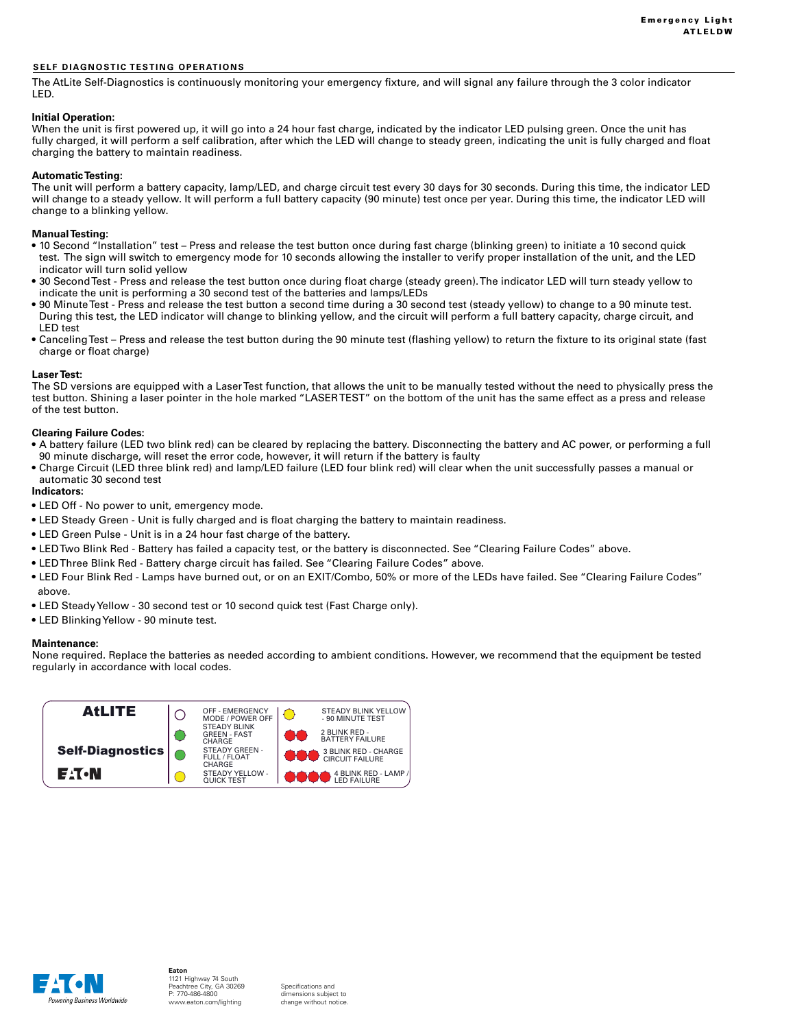## SELF DIAGNOSTIC TESTING OPERATIONS

The AtLite Self-Diagnostics is continuously monitoring your emergency fixture, and will signal any failure through the 3 color indicator LED.

**Initial Operation:**
When the unit is first powered up, it will go into a 24 hour fast charge, indicated by the indicator LED pulsing green. Once the unit has fully charged, it will perform a self calibration, after which the LED will change to steady green, indicating the unit is fully charged and float charging the battery to maintain readiness.

**Automatic Testing:**
The unit will perform a battery capacity, lamp/LED, and charge circuit test every 30 days for 30 seconds. During this time, the indicator LED will change to a steady yellow. It will perform a full battery capacity (90 minute) test once per year. During this time, the indicator LED will change to a blinking yellow.

**Manual Testing:**

- 10 Second "Installation" test – Press and release the test button once during fast charge (blinking green) to initiate a 10 second quick test. The sign will switch to emergency mode for 10 seconds allowing the installer to verify proper installation of the unit, and the LED indicator will turn solid yellow
- 30 Second Test - Press and release the test button once during float charge (steady green). The indicator LED will turn steady yellow to indicate the unit is performing a 30 second test of the batteries and lamps/LEDs
- 90 Minute Test - Press and release the test button a second time during a 30 second test (steady yellow) to change to a 90 minute test. During this test, the LED indicator will change to blinking yellow, and the circuit will perform a full battery capacity, charge circuit, and LED test
- Canceling Test – Press and release the test button during the 90 minute test (flashing yellow) to return the fixture to its original state (fast charge or float charge)

**Laser Test:**
The SD versions are equipped with a Laser Test function, that allows the unit to be manually tested without the need to physically press the test button. Shining a laser pointer in the hole marked "LASER TEST" on the bottom of the unit has the same effect as a press and release of the test button.

**Clearing Failure Codes:**

- A battery failure (LED two blink red) can be cleared by replacing the battery. Disconnecting the battery and AC power, or performing a full 90 minute discharge, will reset the error code, however, it will return if the battery is faulty
- Charge Circuit (LED three blink red) and lamp/LED failure (LED four blink red) will clear when the unit successfully passes a manual or automatic 30 second test

**Indicators:**

- LED Off - No power to unit, emergency mode.
- LED Steady Green - Unit is fully charged and is float charging the battery to maintain readiness.
- LED Green Pulse - Unit is in a 24 hour fast charge of the battery.
- LED Two Blink Red - Battery has failed a capacity test, or the battery is disconnected. See "Clearing Failure Codes" above.
- LED Three Blink Red - Battery charge circuit has failed. See "Clearing Failure Codes" above.
- LED Four Blink Red - Lamps have burned out, or on an EXIT/Combo, 50% or more of the LEDs have failed. See "Clearing Failure Codes" above.
- LED Steady Yellow - 30 second test or 10 second quick test (Fast Charge only).
- LED Blinking Yellow - 90 minute test.

**Maintenance:**
None required. Replace the batteries as needed according to ambient conditions. However, we recommend that the equipment be tested regularly in accordance with local codes.

**AtLITE Self-Diagnostics** — EATON

- OFF - EMERGENCY MODE / POWER OFF
- STEADY BLINK GREEN - FAST CHARGE
- STEADY GREEN - FULL / FLOAT CHARGE
- STEADY YELLOW - QUICK TEST
- STEADY BLINK YELLOW - 90 MINUTE TEST
- 2 BLINK RED - BATTERY FAILURE
- 3 BLINK RED - CHARGE CIRCUIT FAILURE
- 4 BLINK RED - LAMP / LED FAILURE

Eaton
1121 Highway 74 South
Peachtree City, GA 30269
P: 770-486-4800
www.eaton.com/lighting

Specifications and dimensions subject to change without notice.